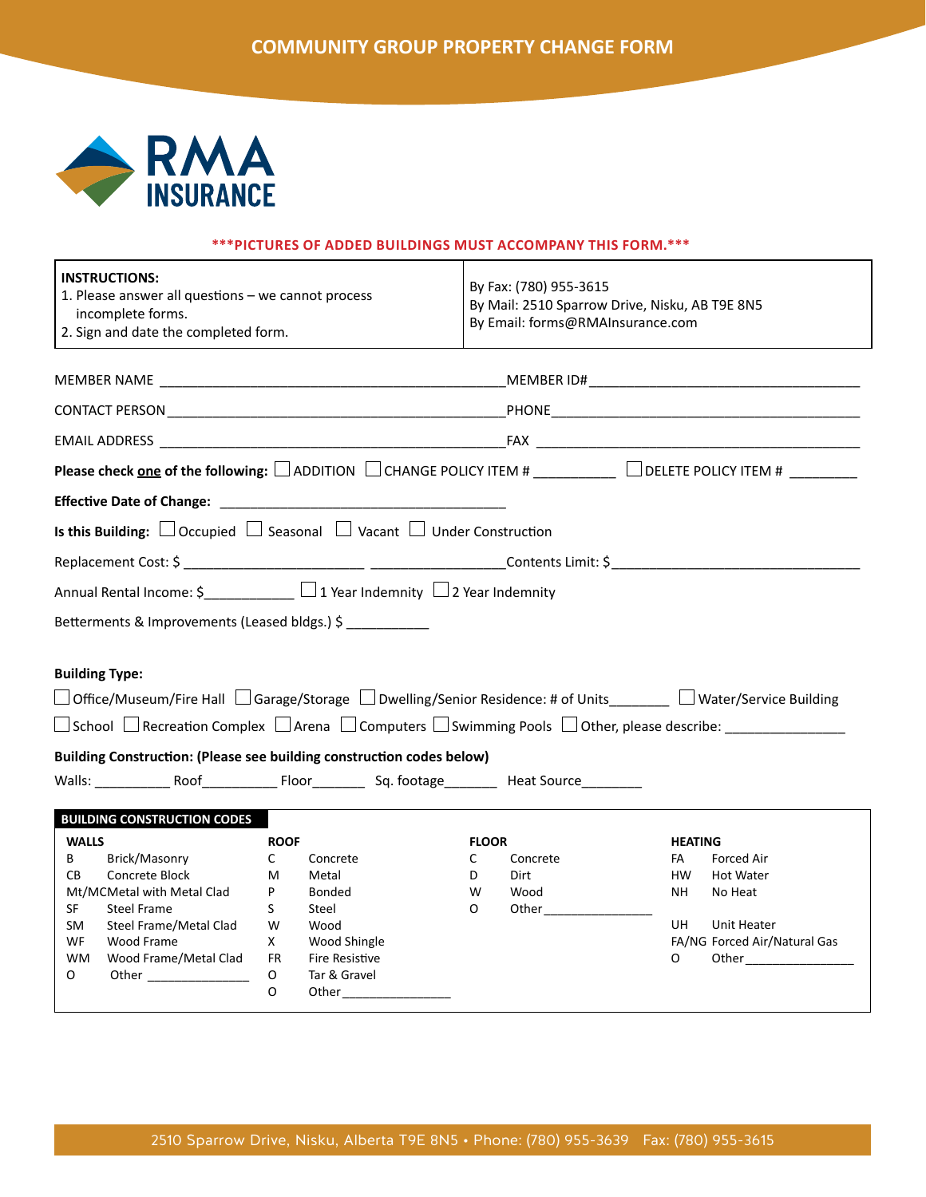# COMMUNITY GROUP PROPERTY CHANGE FORM

RMA INSURANCE

***PICTURES OF ADDED BUILDINGS MUST ACCOMPANY THIS FORM.***

| **INSTRUCTIONS:**<br>1. Please answer all questions – we cannot process incomplete forms.<br>2. Sign and date the completed form. | By Fax: (780) 955-3615<br>By Mail: 2510 Sparrow Drive, Nisku, AB T9E 8N5<br>By Email: forms@RMAInsurance.com |
|---|---|

MEMBER NAME ______________________________________________ MEMBER ID# ____________________________________

CONTACT PERSON ___________________________________________ PHONE ________________________________________

EMAIL ADDRESS ____________________________________________ FAX __________________________________________

**Please check one of the following:** ☐ ADDITION ☐ CHANGE POLICY ITEM # __________ ☐ DELETE POLICY ITEM # ________

**Effective Date of Change:** _____________________________________

**Is this Building:** ☐ Occupied ☐ Seasonal ☐ Vacant ☐ Under Construction

Replacement Cost: $ _______________________ _________________ Contents Limit: $ _________________________________

Annual Rental Income: $____________ ☐ 1 Year Indemnity ☐ 2 Year Indemnity

Betterments & Improvements (Leased bldgs.) $ ___________

**Building Type:**

☐ Office/Museum/Fire Hall ☐ Garage/Storage ☐ Dwelling/Senior Residence: # of Units________ ☐ Water/Service Building

☐ School ☐ Recreation Complex ☐ Arena ☐ Computers ☐ Swimming Pools ☐ Other, please describe: ________________

**Building Construction: (Please see building construction codes below)**

Walls: __________ Roof__________ Floor_______ Sq. footage_______ Heat Source________

**BUILDING CONSTRUCTION CODES**

| **WALLS** | | **ROOF** | | **FLOOR** | | **HEATING** | |
|---|---|---|---|---|---|---|---|
| B | Brick/Masonry | C | Concrete | C | Concrete | FA | Forced Air |
| CB | Concrete Block | M | Metal | D | Dirt | HW | Hot Water |
| Mt/MC | Metal with Metal Clad | P | Bonded | W | Wood | NH | No Heat |
| SF | Steel Frame | S | Steel | O | Other ______________ | | |
| SM | Steel Frame/Metal Clad | W | Wood | | | UH | Unit Heater |
| WF | Wood Frame | X | Wood Shingle | | | FA/NG | Forced Air/Natural Gas |
| WM | Wood Frame/Metal Clad | FR | Fire Resistive | | | O | Other ______________ |
| O | Other ______________ | O | Tar & Gravel | | | | |
| | | O | Other ______________ | | | | |

2510 Sparrow Drive, Nisku, Alberta T9E 8N5 • Phone: (780) 955-3639 Fax: (780) 955-3615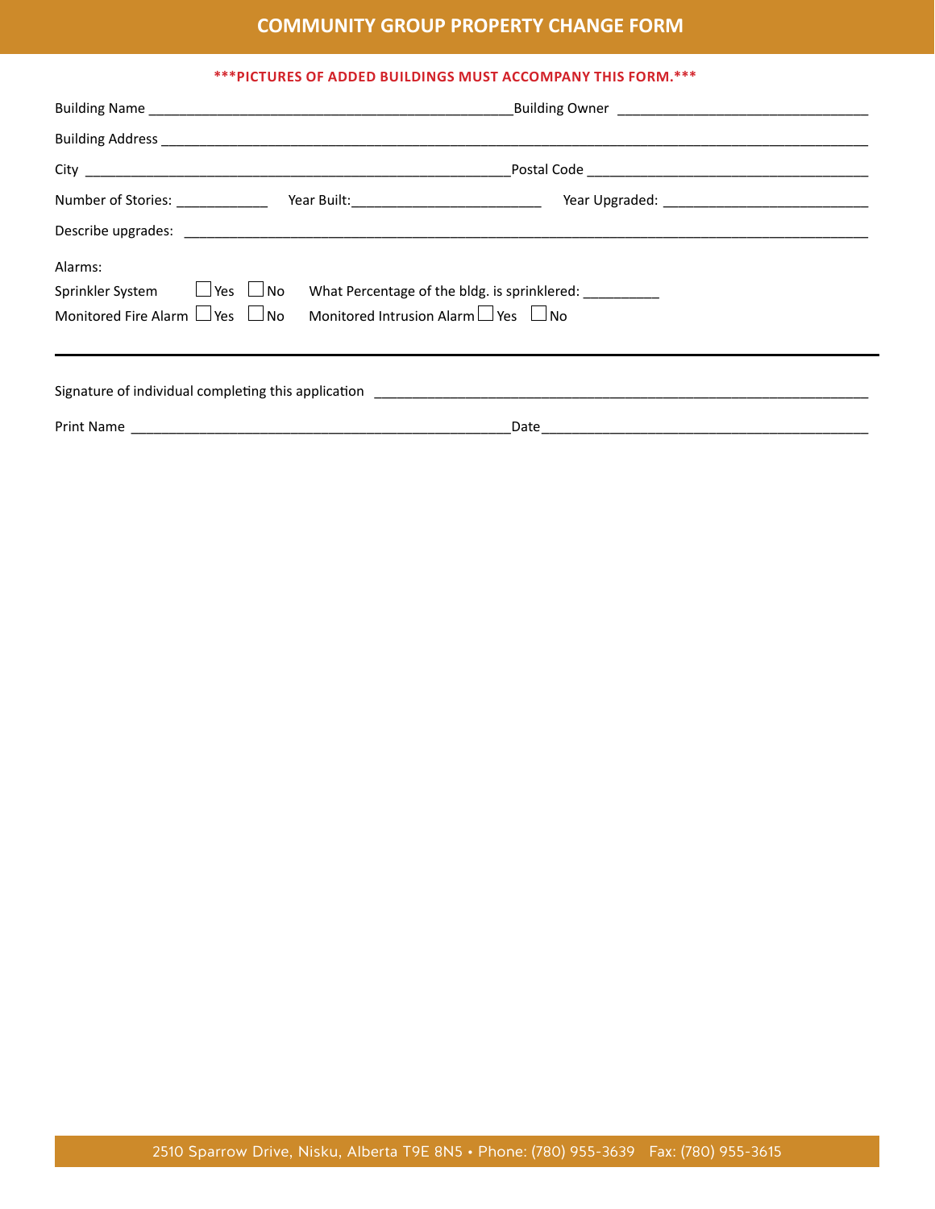# COMMUNITY GROUP PROPERTY CHANGE FORM

**\*\*\*PICTURES OF ADDED BUILDINGS MUST ACCOMPANY THIS FORM.\*\*\***

Building Name ______________________________ Building Owner ______________________________

Building Address ____________________________________________________________

City ______________________________ Postal Code ______________________________

Number of Stories: __________ Year Built: ____________________ Year Upgraded: ____________________

Describe upgrades: ____________________________________________________________

Alarms:

Sprinkler System ☐ Yes ☐ No What Percentage of the bldg. is sprinklered: __________

Monitored Fire Alarm ☐ Yes ☐ No Monitored Intrusion Alarm ☐ Yes ☐ No

---

Signature of individual completing this application ______________________________

Print Name ______________________________ Date ______________________________

2510 Sparrow Drive, Nisku, Alberta T9E 8N5 • Phone: (780) 955-3639 Fax: (780) 955-3615